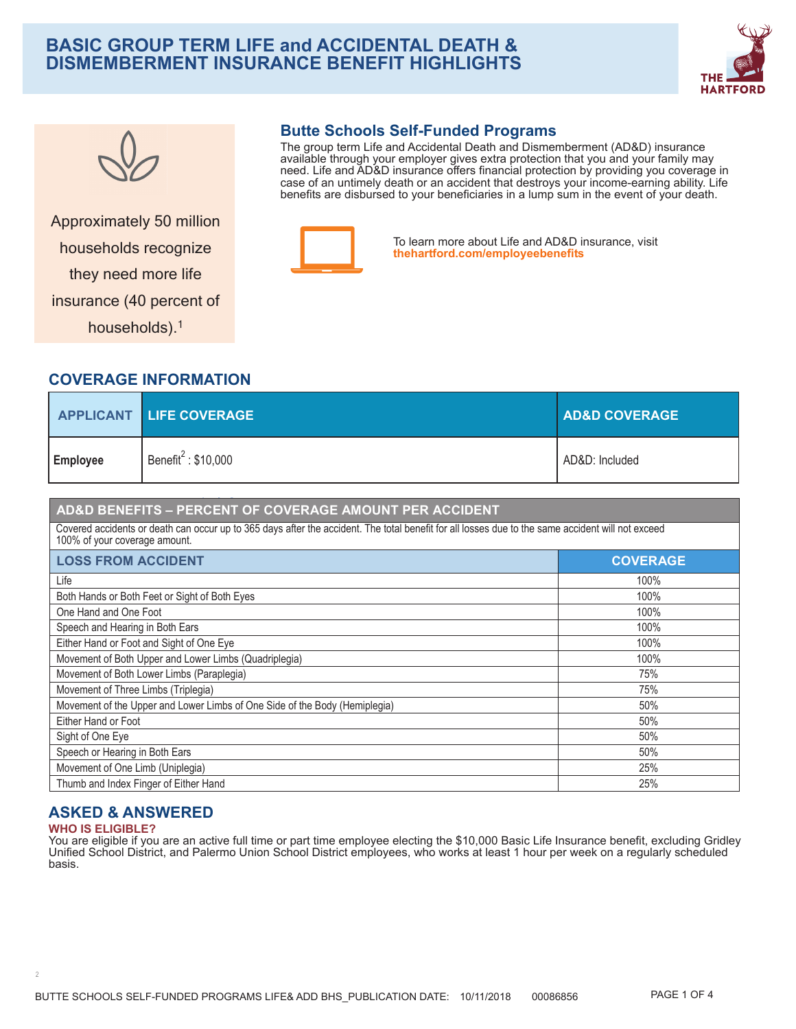# BASIC GROUP TERM LIFE and ACCIDENTAL DEATH & DISMEMBERMENT INSURANCE BENEFIT HIGHLIGHTS

Approximately 50 million households recognize they need more life insurance (40 percent of households).[1]

## Butte Schools Self-Funded Programs

The group term Life and Accidental Death and Dismemberment (AD&D) insurance available through your employer gives extra protection that you and your family may need. Life and AD&D insurance offers financial protection by providing you coverage in case of an untimely death or an accident that destroys your income-earning ability. Life benefits are disbursed to your beneficiaries in a lump sum in the event of your death.

To learn more about Life and AD&D insurance, visit **thehartford.com/employeebenefits**

## COVERAGE INFORMATION

| APPLICANT | LIFE COVERAGE | AD&D COVERAGE |
|---|---|---|
| **Employee** | Benefit[2] : $10,000 | AD&D: Included |

| AD&D BENEFITS – PERCENT OF COVERAGE AMOUNT PER ACCIDENT | |
|---|---|
| Covered accidents or death can occur up to 365 days after the accident. The total benefit for all losses due to the same accident will not exceed 100% of your coverage amount. | |
| **LOSS FROM ACCIDENT** | **COVERAGE** |
| Life | 100% |
| Both Hands or Both Feet or Sight of Both Eyes | 100% |
| One Hand and One Foot | 100% |
| Speech and Hearing in Both Ears | 100% |
| Either Hand or Foot and Sight of One Eye | 100% |
| Movement of Both Upper and Lower Limbs (Quadriplegia) | 100% |
| Movement of Both Lower Limbs (Paraplegia) | 75% |
| Movement of Three Limbs (Triplegia) | 75% |
| Movement of the Upper and Lower Limbs of One Side of the Body (Hemiplegia) | 50% |
| Either Hand or Foot | 50% |
| Sight of One Eye | 50% |
| Speech or Hearing in Both Ears | 50% |
| Movement of One Limb (Uniplegia) | 25% |
| Thumb and Index Finger of Either Hand | 25% |

## ASKED & ANSWERED

### WHO IS ELIGIBLE?

You are eligible if you are an active full time or part time employee electing the $10,000 Basic Life Insurance benefit, excluding Gridley Unified School District, and Palermo Union School District employees, who works at least 1 hour per week on a regularly scheduled basis.

2

BUTTE SCHOOLS SELF-FUNDED PROGRAMS LIFE& ADD BHS_PUBLICATION DATE: 10/11/2018 00086856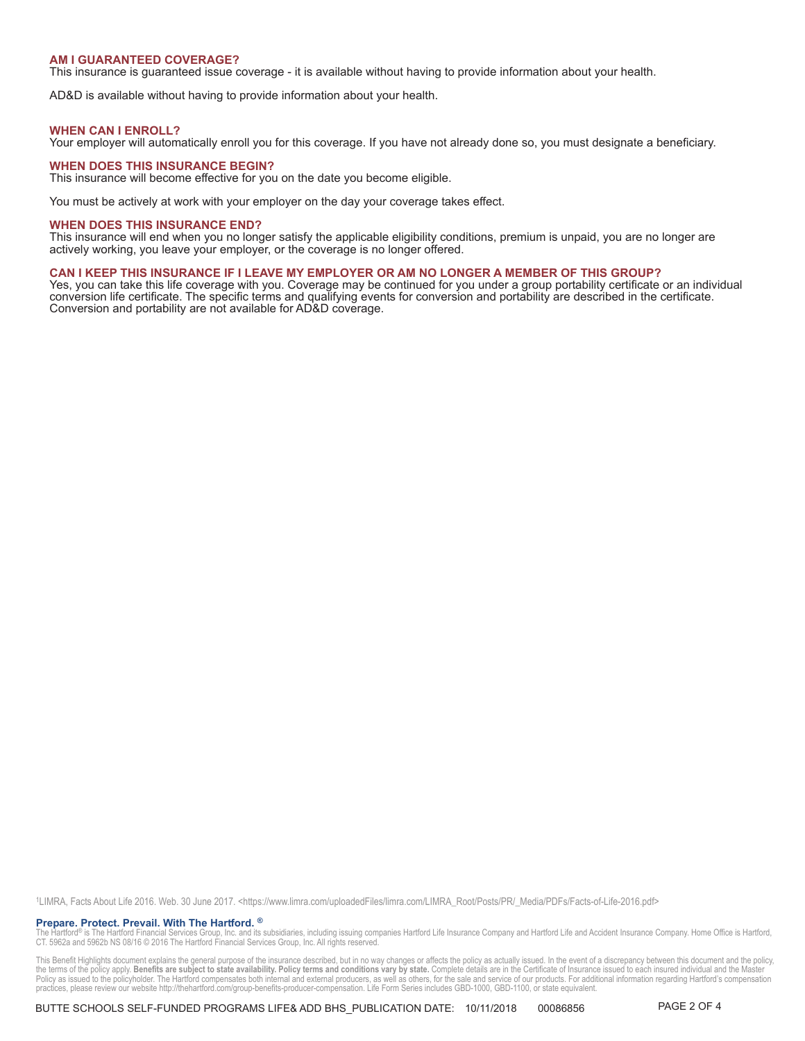### AM I GUARANTEED COVERAGE?

This insurance is guaranteed issue coverage - it is available without having to provide information about your health.

AD&D is available without having to provide information about your health.

### WHEN CAN I ENROLL?

Your employer will automatically enroll you for this coverage. If you have not already done so, you must designate a beneficiary.

### WHEN DOES THIS INSURANCE BEGIN?

This insurance will become effective for you on the date you become eligible.

You must be actively at work with your employer on the day your coverage takes effect.

### WHEN DOES THIS INSURANCE END?

This insurance will end when you no longer satisfy the applicable eligibility conditions, premium is unpaid, you are no longer are actively working, you leave your employer, or the coverage is no longer offered.

### CAN I KEEP THIS INSURANCE IF I LEAVE MY EMPLOYER OR AM NO LONGER A MEMBER OF THIS GROUP?

Yes, you can take this life coverage with you. Coverage may be continued for you under a group portability certificate or an individual conversion life certificate. The specific terms and qualifying events for conversion and portability are described in the certificate. Conversion and portability are not available for AD&D coverage.

[1]LIMRA, Facts About Life 2016. Web. 30 June 2017. <https://www.limra.com/uploadedFiles/limra.com/LIMRA_Root/Posts/PR/_Media/PDFs/Facts-of-Life-2016.pdf>

**Prepare. Protect. Prevail. With The Hartford.** ®

The Hartford® is The Hartford Financial Services Group, Inc. and its subsidiaries, including issuing companies Hartford Life Insurance Company and Hartford Life and Accident Insurance Company. Home Office is Hartford, CT. 5962a and 5962b NS 08/16 © 2016 The Hartford Financial Services Group, Inc. All rights reserved.

This Benefit Highlights document explains the general purpose of the insurance described, but in no way changes or affects the policy as actually issued. In the event of a discrepancy between this document and the policy, the terms of the policy apply. **Benefits are subject to state availability. Policy terms and conditions vary by state.** Complete details are in the Certificate of Insurance issued to each insured individual and the Master Policy as issued to the policyholder. The Hartford compensates both internal and external producers, as well as others, for the sale and service of our products. For additional information regarding Hartford's compensation practices, please review our website http://thehartford.com/group-benefits-producer-compensation. Life Form Series includes GBD-1000, GBD-1100, or state equivalent.

BUTTE SCHOOLS SELF-FUNDED PROGRAMS LIFE& ADD BHS_PUBLICATION DATE: 10/11/2018 00086856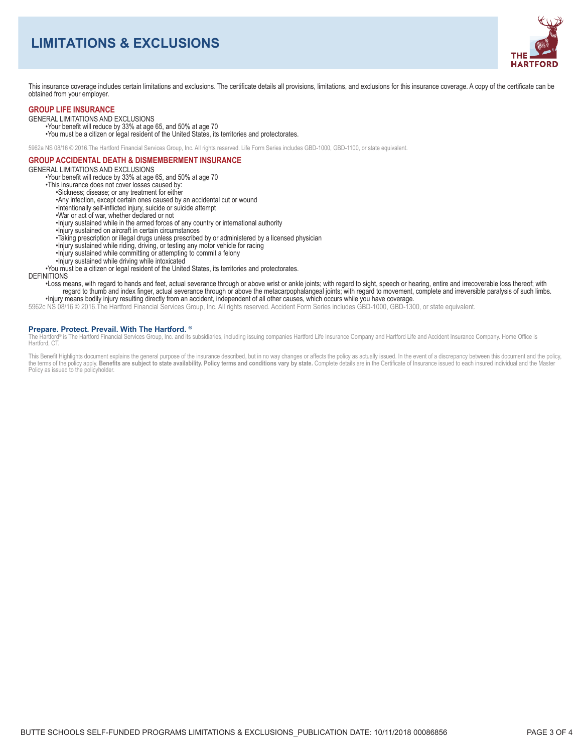# LIMITATIONS & EXCLUSIONS

This insurance coverage includes certain limitations and exclusions. The certificate details all provisions, limitations, and exclusions for this insurance coverage. A copy of the certificate can be obtained from your employer.

## GROUP LIFE INSURANCE

GENERAL LIMITATIONS AND EXCLUSIONS

- Your benefit will reduce by 33% at age 65, and 50% at age 70
- You must be a citizen or legal resident of the United States, its territories and protectorates.

5962a NS 08/16 © 2016.The Hartford Financial Services Group, Inc. All rights reserved. Life Form Series includes GBD-1000, GBD-1100, or state equivalent.

## GROUP ACCIDENTAL DEATH & DISMEMBERMENT INSURANCE

GENERAL LIMITATIONS AND EXCLUSIONS

- Your benefit will reduce by 33% at age 65, and 50% at age 70
- This insurance does not cover losses caused by:
  - Sickness; disease; or any treatment for either
  - Any infection, except certain ones caused by an accidental cut or wound
  - Intentionally self-inflicted injury, suicide or suicide attempt
  - War or act of war, whether declared or not
  - Injury sustained while in the armed forces of any country or international authority
  - Injury sustained on aircraft in certain circumstances
  - Taking prescription or illegal drugs unless prescribed by or administered by a licensed physician
  - Injury sustained while riding, driving, or testing any motor vehicle for racing
  - Injury sustained while committing or attempting to commit a felony
  - Injury sustained while driving while intoxicated
- You must be a citizen or legal resident of the United States, its territories and protectorates.

DEFINITIONS

- Loss means, with regard to hands and feet, actual severance through or above wrist or ankle joints; with regard to sight, speech or hearing, entire and irrecoverable loss thereof; with regard to thumb and index finger, actual severance through or above the metacarpophalangeal joints; with regard to movement, complete and irreversible paralysis of such limbs.
- Injury means bodily injury resulting directly from an accident, independent of all other causes, which occurs while you have coverage.

5962c NS 08/16 © 2016.The Hartford Financial Services Group, Inc. All rights reserved. Accident Form Series includes GBD-1000, GBD-1300, or state equivalent.

**Prepare. Protect. Prevail. With The Hartford. ®**

The Hartford® is The Hartford Financial Services Group, Inc. and its subsidiaries, including issuing companies Hartford Life Insurance Company and Hartford Life and Accident Insurance Company. Home Office is Hartford, CT.

This Benefit Highlights document explains the general purpose of the insurance described, but in no way changes or affects the policy as actually issued. In the event of a discrepancy between this document and the policy, the terms of the policy apply. **Benefits are subject to state availability. Policy terms and conditions vary by state.** Complete details are in the Certificate of Insurance issued to each insured individual and the Master Policy as issued to the policyholder.